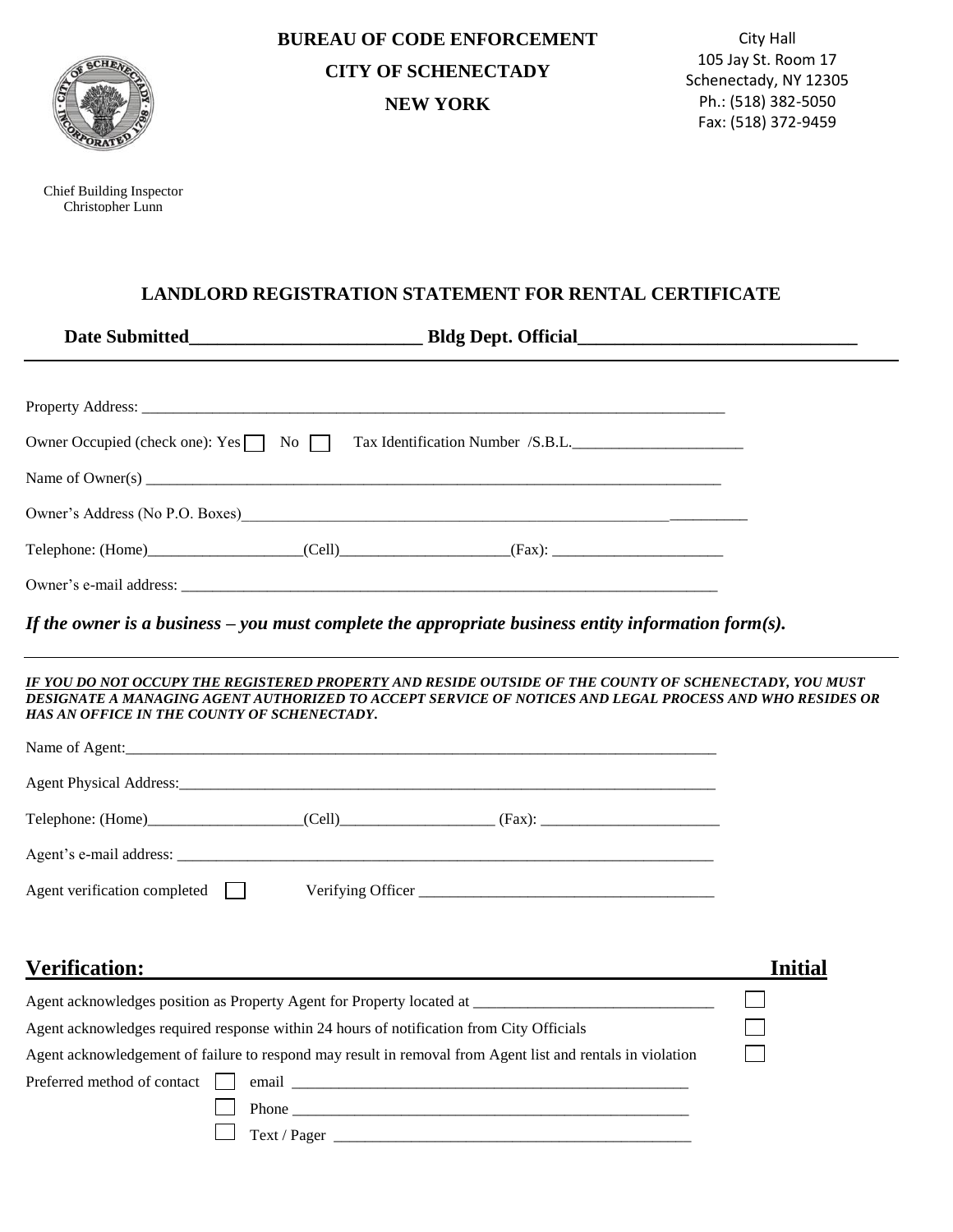**BUREAU OF CODE ENFORCEMENT**

**CITY OF SCHENECTADY**

**NEW YORK**

City Hall
105 Jay St. Room 17
Schenectady, NY 12305
Ph.: (518) 382-5050
Fax: (518) 372-9459

Chief Building Inspector
Christopher Lunn

## LANDLORD REGISTRATION STATEMENT FOR RENTAL CERTIFICATE

**Date Submitted________________________ Bldg Dept. Official____________________________**

---

Property Address: ___________________________________________________________________________

Owner Occupied (check one): Yes ☐ No ☐ Tax Identification Number /S.B.L.______________________

Name of Owner(s) ____________________________________________________________________________

Owner's Address (No P.O. Boxes)____________________________________________________________________

Telephone: (Home)___________________(Cell)_____________________(Fax): _____________________

Owner's e-mail address: ______________________________________________________________________

***If the owner is a business – you must complete the appropriate business entity information form(s).***

---

***IF YOU DO NOT OCCUPY THE REGISTERED PROPERTY AND RESIDE OUTSIDE OF THE COUNTY OF SCHENECTADY, YOU MUST DESIGNATE A MANAGING AGENT AUTHORIZED TO ACCEPT SERVICE OF NOTICES AND LEGAL PROCESS AND WHO RESIDES OR HAS AN OFFICE IN THE COUNTY OF SCHENECTADY.***

Name of Agent:_______________________________________________________________________________

Agent Physical Address:________________________________________________________________________

Telephone: (Home)___________________(Cell)___________________ (Fax): _______________________

Agent's e-mail address: ________________________________________________________________________

Agent verification completed ☐ Verifying Officer _____________________________________

## Verification: Initial

Agent acknowledges position as Property Agent for Property located at ______________________________ ☐

Agent acknowledges required response within 24 hours of notification from City Officials ☐

Agent acknowledgement of failure to respond may result in removal from Agent list and rentals in violation ☐

Preferred method of contact ☐ email ____________________________________________________

☐ Phone ____________________________________________________

☐ Text / Pager _______________________________________________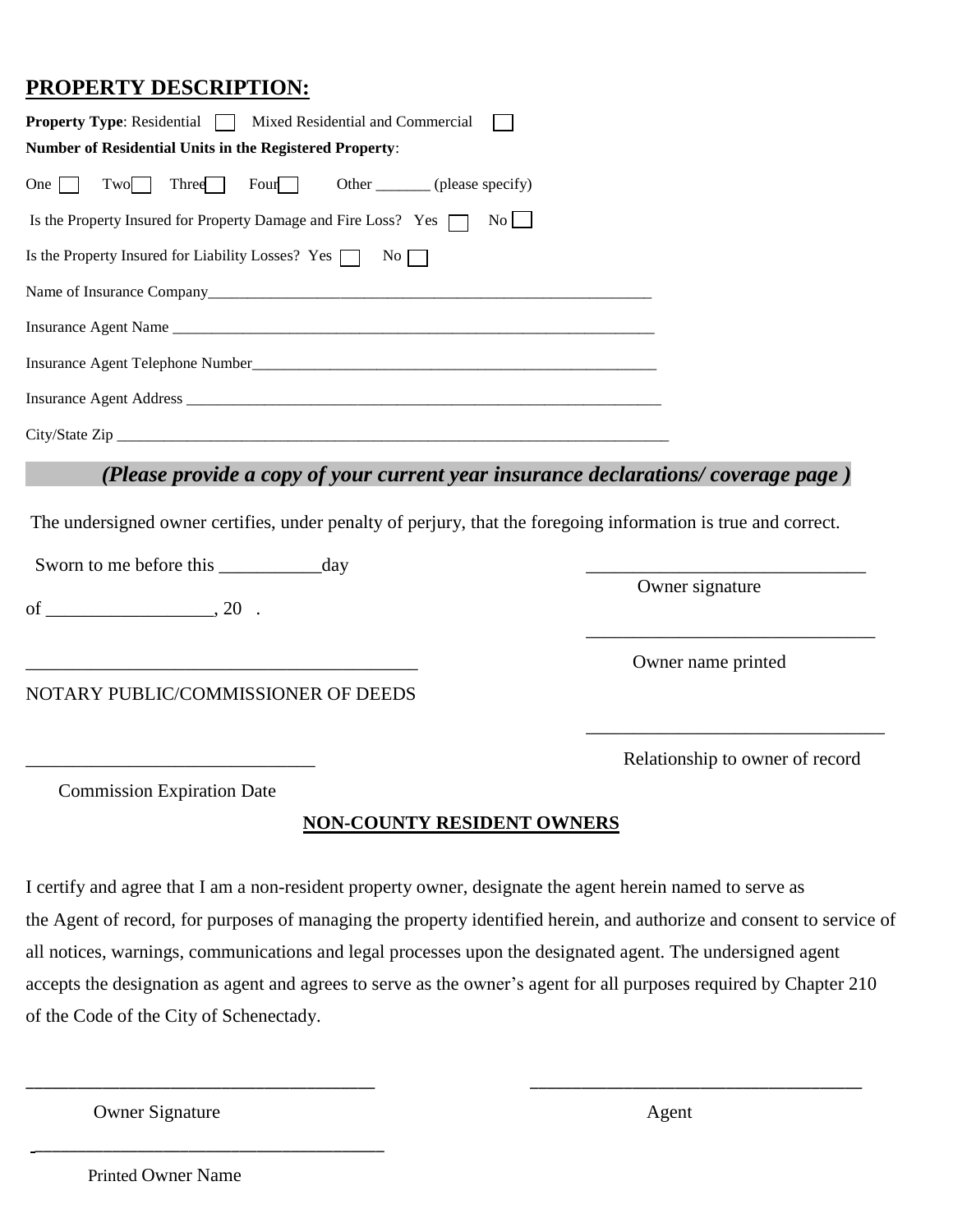## PROPERTY DESCRIPTION:

**Property Type**: Residential ☐ Mixed Residential and Commercial ☐

**Number of Residential Units in the Registered Property**:

One ☐ Two ☐ Three ☐ Four ☐ Other _______ (please specify)

Is the Property Insured for Property Damage and Fire Loss? Yes ☐ No ☐

Is the Property Insured for Liability Losses? Yes ☐ No ☐

Name of Insurance Company_____________________________________________________________

Insurance Agent Name _________________________________________________________________

Insurance Agent Telephone Number_______________________________________________________

Insurance Agent Address _______________________________________________________________

City/State Zip ________________________________________________________________________

***(Please provide a copy of your current year insurance declarations/ coverage page )***

The undersigned owner certifies, under penalty of perjury, that the foregoing information is true and correct.

Sworn to me before this ___________day

of __________________, 20 .

_____________________________
Owner signature

_____________________________
Owner name printed

___________________________________________
NOTARY PUBLIC/COMMISSIONER OF DEEDS

_____________________________
Relationship to owner of record

______________________________
Commission Expiration Date

**NON-COUNTY RESIDENT OWNERS**

I certify and agree that I am a non-resident property owner, designate the agent herein named to serve as the Agent of record, for purposes of managing the property identified herein, and authorize and consent to service of all notices, warnings, communications and legal processes upon the designated agent. The undersigned agent accepts the designation as agent and agrees to serve as the owner's agent for all purposes required by Chapter 210 of the Code of the City of Schenectady.

_____________________________________
Owner Signature

_____________________________________
Agent

_____________________________________
Printed Owner Name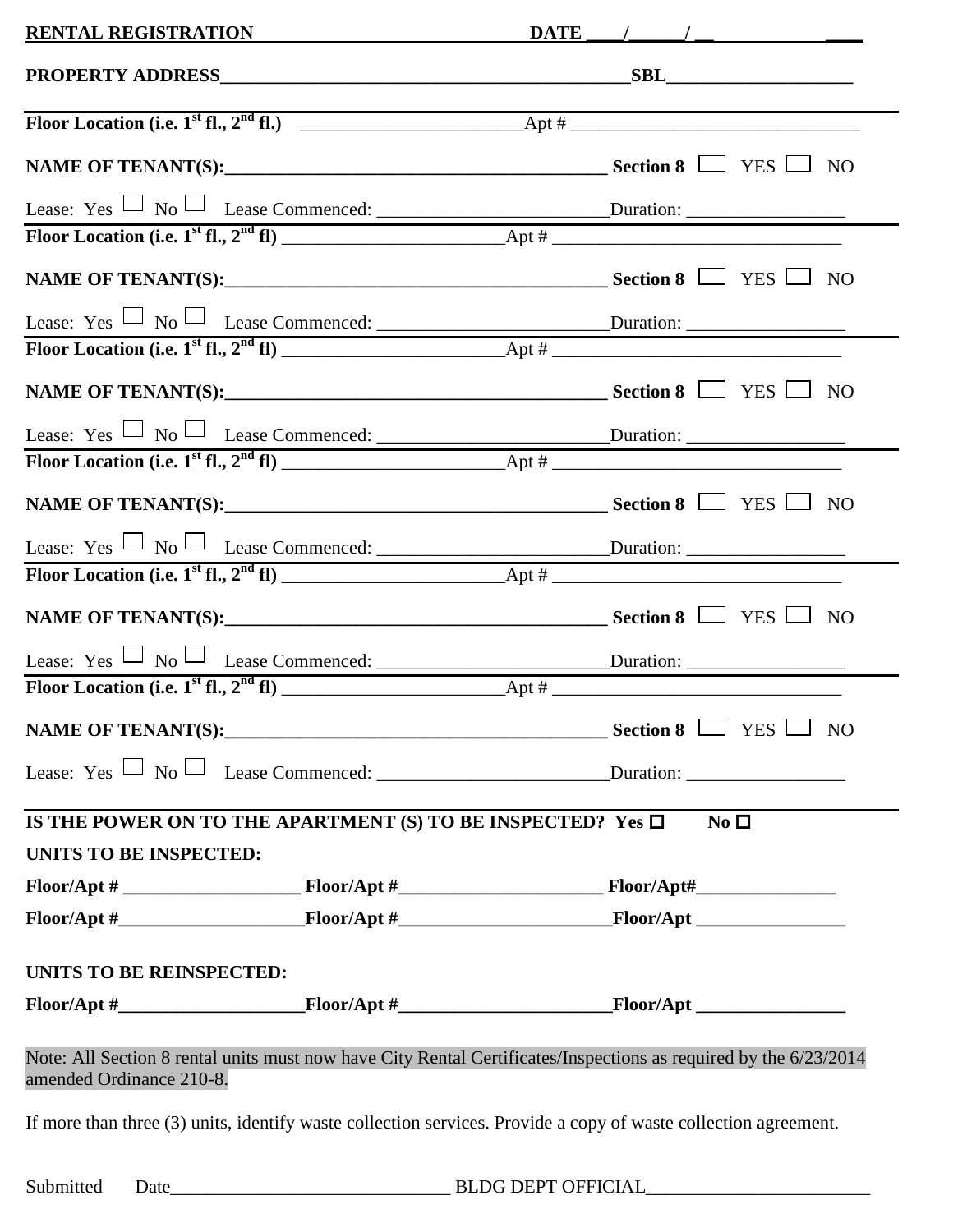**RENTAL REGISTRATION** **DATE \_\_\_\_/\_\_\_\_\_\_/ \_\_ \_\_\_\_**

**PROPERTY ADDRESS**\_\_\_\_\_\_\_\_\_\_\_\_\_\_\_\_\_\_\_\_\_\_\_\_\_\_\_\_\_\_\_\_\_\_\_\_\_\_\_\_\_\_\_\_\_\_**SBL**\_\_\_\_\_\_\_\_\_\_\_\_\_\_\_\_\_\_\_\_

---

**Floor Location (i.e. 1st fl., 2nd fl.)** \_\_\_\_\_\_\_\_\_\_\_\_\_\_\_\_\_\_\_\_\_\_\_\_Apt # \_\_\_\_\_\_\_\_\_\_\_\_\_\_\_\_\_\_\_\_\_\_\_\_\_\_\_\_\_\_\_

**NAME OF TENANT(S):**\_\_\_\_\_\_\_\_\_\_\_\_\_\_\_\_\_\_\_\_\_\_\_\_\_\_\_\_\_\_\_\_\_\_\_\_\_\_\_\_\_ **Section 8** ☐ YES ☐ NO

Lease: Yes ☐ No ☐ Lease Commenced: \_\_\_\_\_\_\_\_\_\_\_\_\_\_\_\_\_\_\_\_\_\_\_\_\_Duration: \_\_\_\_\_\_\_\_\_\_\_\_\_\_\_\_\_

---

**Floor Location (i.e. 1st fl., 2nd fl)** \_\_\_\_\_\_\_\_\_\_\_\_\_\_\_\_\_\_\_\_\_\_\_\_Apt # \_\_\_\_\_\_\_\_\_\_\_\_\_\_\_\_\_\_\_\_\_\_\_\_\_\_\_\_\_\_\_

**NAME OF TENANT(S):**\_\_\_\_\_\_\_\_\_\_\_\_\_\_\_\_\_\_\_\_\_\_\_\_\_\_\_\_\_\_\_\_\_\_\_\_\_\_\_\_\_ **Section 8** ☐ YES ☐ NO

Lease: Yes ☐ No ☐ Lease Commenced: \_\_\_\_\_\_\_\_\_\_\_\_\_\_\_\_\_\_\_\_\_\_\_\_\_Duration: \_\_\_\_\_\_\_\_\_\_\_\_\_\_\_\_\_

---

**Floor Location (i.e. 1st fl., 2nd fl)** \_\_\_\_\_\_\_\_\_\_\_\_\_\_\_\_\_\_\_\_\_\_\_\_Apt # \_\_\_\_\_\_\_\_\_\_\_\_\_\_\_\_\_\_\_\_\_\_\_\_\_\_\_\_\_\_\_

**NAME OF TENANT(S):**\_\_\_\_\_\_\_\_\_\_\_\_\_\_\_\_\_\_\_\_\_\_\_\_\_\_\_\_\_\_\_\_\_\_\_\_\_\_\_\_\_ **Section 8** ☐ YES ☐ NO

Lease: Yes ☐ No ☐ Lease Commenced: \_\_\_\_\_\_\_\_\_\_\_\_\_\_\_\_\_\_\_\_\_\_\_\_\_Duration: \_\_\_\_\_\_\_\_\_\_\_\_\_\_\_\_\_

---

**Floor Location (i.e. 1st fl., 2nd fl)** \_\_\_\_\_\_\_\_\_\_\_\_\_\_\_\_\_\_\_\_\_\_\_\_Apt # \_\_\_\_\_\_\_\_\_\_\_\_\_\_\_\_\_\_\_\_\_\_\_\_\_\_\_\_\_\_\_

**NAME OF TENANT(S):**\_\_\_\_\_\_\_\_\_\_\_\_\_\_\_\_\_\_\_\_\_\_\_\_\_\_\_\_\_\_\_\_\_\_\_\_\_\_\_\_\_ **Section 8** ☐ YES ☐ NO

Lease: Yes ☐ No ☐ Lease Commenced: \_\_\_\_\_\_\_\_\_\_\_\_\_\_\_\_\_\_\_\_\_\_\_\_\_Duration: \_\_\_\_\_\_\_\_\_\_\_\_\_\_\_\_\_

---

**Floor Location (i.e. 1st fl., 2nd fl)** \_\_\_\_\_\_\_\_\_\_\_\_\_\_\_\_\_\_\_\_\_\_\_\_Apt # \_\_\_\_\_\_\_\_\_\_\_\_\_\_\_\_\_\_\_\_\_\_\_\_\_\_\_\_\_\_\_

**NAME OF TENANT(S):**\_\_\_\_\_\_\_\_\_\_\_\_\_\_\_\_\_\_\_\_\_\_\_\_\_\_\_\_\_\_\_\_\_\_\_\_\_\_\_\_\_ **Section 8** ☐ YES ☐ NO

Lease: Yes ☐ No ☐ Lease Commenced: \_\_\_\_\_\_\_\_\_\_\_\_\_\_\_\_\_\_\_\_\_\_\_\_\_Duration: \_\_\_\_\_\_\_\_\_\_\_\_\_\_\_\_\_

---

**Floor Location (i.e. 1st fl., 2nd fl)** \_\_\_\_\_\_\_\_\_\_\_\_\_\_\_\_\_\_\_\_\_\_\_\_Apt # \_\_\_\_\_\_\_\_\_\_\_\_\_\_\_\_\_\_\_\_\_\_\_\_\_\_\_\_\_\_\_

**NAME OF TENANT(S):**\_\_\_\_\_\_\_\_\_\_\_\_\_\_\_\_\_\_\_\_\_\_\_\_\_\_\_\_\_\_\_\_\_\_\_\_\_\_\_\_\_ **Section 8** ☐ YES ☐ NO

Lease: Yes ☐ No ☐ Lease Commenced: \_\_\_\_\_\_\_\_\_\_\_\_\_\_\_\_\_\_\_\_\_\_\_\_\_Duration: \_\_\_\_\_\_\_\_\_\_\_\_\_\_\_\_\_

---

**IS THE POWER ON TO THE APARTMENT (S) TO BE INSPECTED? Yes ☐ No ☐**

**UNITS TO BE INSPECTED:**

**Floor/Apt #** \_\_\_\_\_\_\_\_\_\_\_\_\_\_\_\_\_\_\_ **Floor/Apt #**\_\_\_\_\_\_\_\_\_\_\_\_\_\_\_\_\_\_\_\_\_\_ **Floor/Apt#**\_\_\_\_\_\_\_\_\_\_\_\_\_\_\_

**Floor/Apt #**\_\_\_\_\_\_\_\_\_\_\_\_\_\_\_\_\_\_\_\_**Floor/Apt #**\_\_\_\_\_\_\_\_\_\_\_\_\_\_\_\_\_\_\_\_\_\_\_**Floor/Apt** \_\_\_\_\_\_\_\_\_\_\_\_\_\_\_\_

**UNITS TO BE REINSPECTED:**

**Floor/Apt #**\_\_\_\_\_\_\_\_\_\_\_\_\_\_\_\_\_\_\_\_**Floor/Apt #**\_\_\_\_\_\_\_\_\_\_\_\_\_\_\_\_\_\_\_\_\_\_\_**Floor/Apt** \_\_\_\_\_\_\_\_\_\_\_\_\_\_\_\_

Note: All Section 8 rental units must now have City Rental Certificates/Inspections as required by the 6/23/2014 amended Ordinance 210-8.

If more than three (3) units, identify waste collection services. Provide a copy of waste collection agreement.

Submitted Date\_\_\_\_\_\_\_\_\_\_\_\_\_\_\_\_\_\_\_\_\_\_\_\_\_\_\_\_\_\_\_ BLDG DEPT OFFICIAL\_\_\_\_\_\_\_\_\_\_\_\_\_\_\_\_\_\_\_\_\_\_\_\_